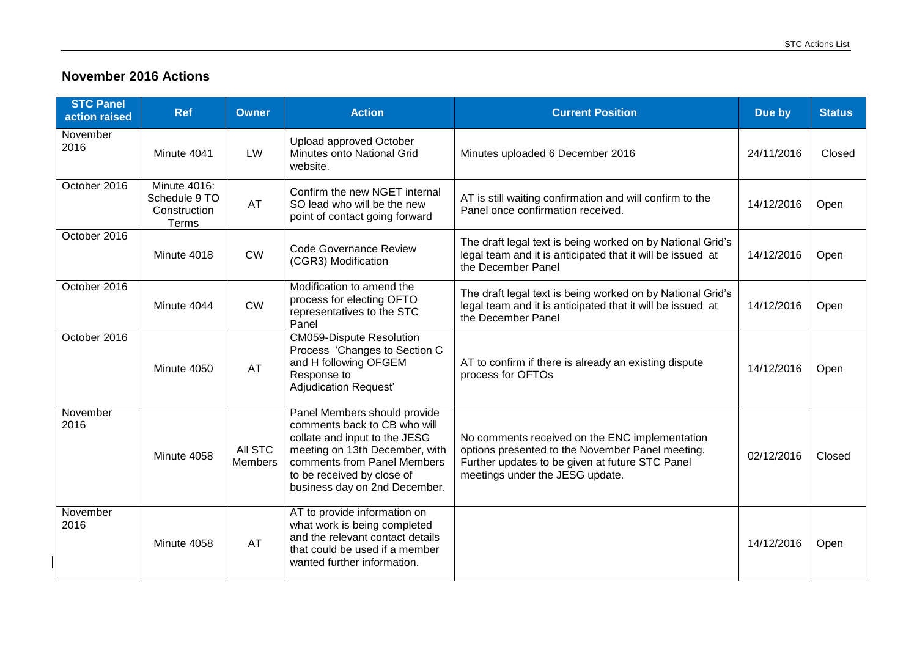## November 2016 Actions

| STC Panel action raised | Ref | Owner | Action | Current Position | Due by | Status |
| --- | --- | --- | --- | --- | --- | --- |
| November 2016 | Minute 4041 | LW | Upload approved October Minutes onto National Grid website. | Minutes uploaded 6 December 2016 | 24/11/2016 | Closed |
| October 2016 | Minute 4016: Schedule 9 TO Construction Terms | AT | Confirm the new NGET internal SO lead who will be the new point of contact going forward | AT is still waiting confirmation and will confirm to the Panel once confirmation received. | 14/12/2016 | Open |
| October 2016 | Minute 4018 | CW | Code Governance Review (CGR3) Modification | The draft legal text is being worked on by National Grid's legal team and it is anticipated that it will be issued at the December Panel | 14/12/2016 | Open |
| October 2016 | Minute 4044 | CW | Modification to amend the process for electing OFTO representatives to the STC Panel | The draft legal text is being worked on by National Grid's legal team and it is anticipated that it will be issued at the December Panel | 14/12/2016 | Open |
| October 2016 | Minute 4050 | AT | CM059-Dispute Resolution Process 'Changes to Section C and H following OFGEM Response to Adjudication Request' | AT to confirm if there is already an existing dispute process for OFTOs | 14/12/2016 | Open |
| November 2016 | Minute 4058 | All STC Members | Panel Members should provide comments back to CB who will collate and input to the JESG meeting on 13th December, with comments from Panel Members to be received by close of business day on 2nd December. | No comments received on the ENC implementation options presented to the November Panel meeting. Further updates to be given at future STC Panel meetings under the JESG update. | 02/12/2016 | Closed |
| November 2016 | Minute 4058 | AT | AT to provide information on what work is being completed and the relevant contact details that could be used if a member wanted further information. | | 14/12/2016 | Open |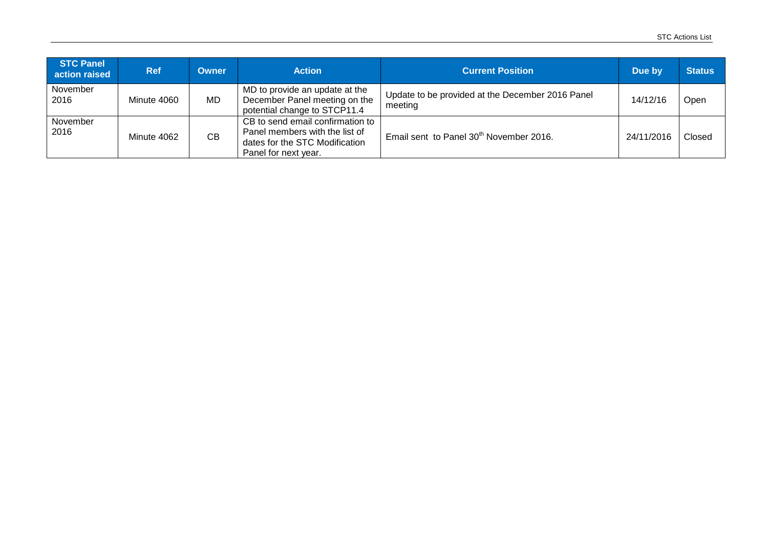| STC Panel action raised | Ref | Owner | Action | Current Position | Due by | Status |
|---|---|---|---|---|---|---|
| November 2016 | Minute 4060 | MD | MD to provide an update at the December Panel meeting on the potential change to STCP11.4 | Update to be provided at the December 2016 Panel meeting | 14/12/16 | Open |
| November 2016 | Minute 4062 | CB | CB to send email confirmation to Panel members with the list of dates for the STC Modification Panel for next year. | Email sent to Panel 30th November 2016. | 24/11/2016 | Closed |